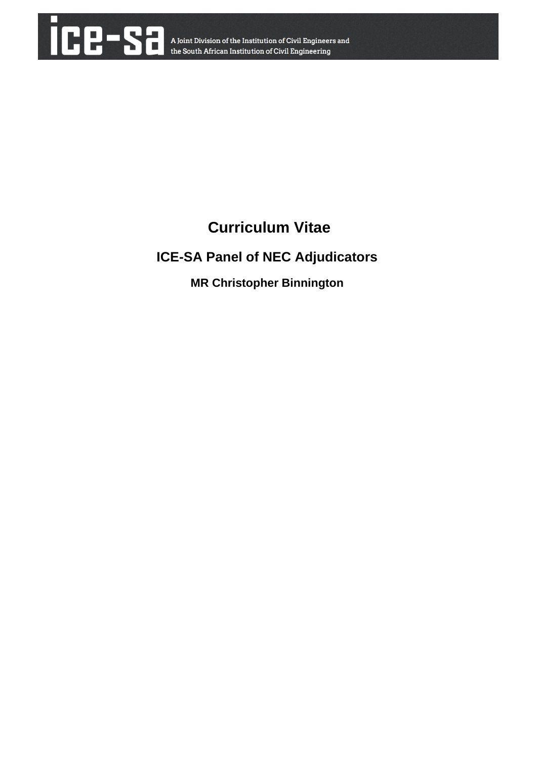ice-sa A Joint Division of the Institution of Civil Engineers and the South African Institution of Civil Engineering

# Curriculum Vitae

## ICE-SA Panel of NEC Adjudicators

### MR Christopher Binnington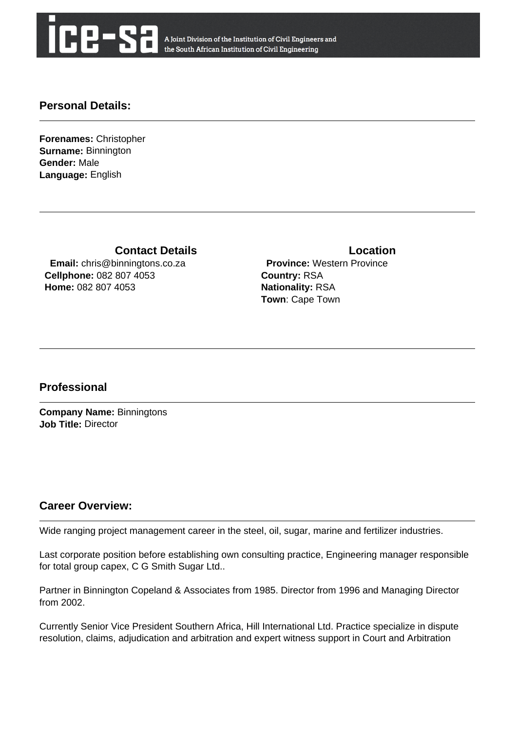## Personal Details:

**Forenames:** Christopher
**Surname:** Binnington
**Gender:** Male
**Language:** English

### Contact Details

**Email:** chris@binningtons.co.za
**Cellphone:** 082 807 4053
**Home:** 082 807 4053

### Location

**Province:** Western Province
**Country:** RSA
**Nationality:** RSA
**Town**: Cape Town

## Professional

**Company Name:** Binningtons
**Job Title:** Director

## Career Overview:

Wide ranging project management career in the steel, oil, sugar, marine and fertilizer industries.

Last corporate position before establishing own consulting practice, Engineering manager responsible for total group capex, C G Smith Sugar Ltd..

Partner in Binnington Copeland & Associates from 1985. Director from 1996 and Managing Director from 2002.

Currently Senior Vice President Southern Africa, Hill International Ltd. Practice specialize in dispute resolution, claims, adjudication and arbitration and expert witness support in Court and Arbitration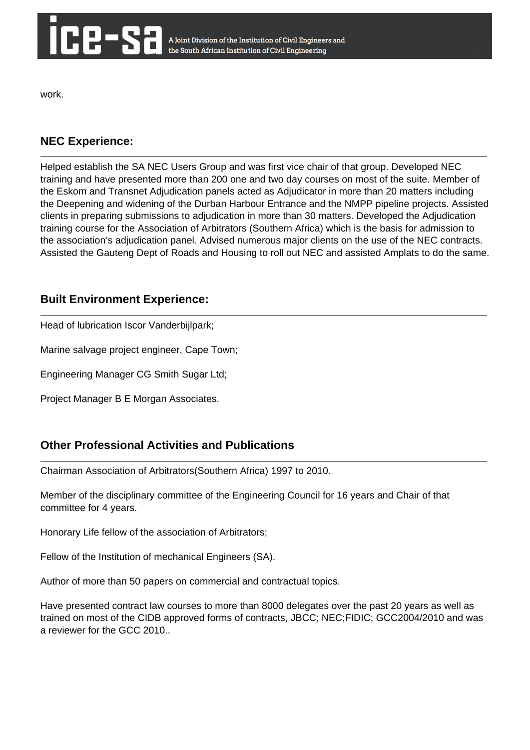work.

## NEC Experience:

Helped establish the SA NEC Users Group and was first vice chair of that group. Developed NEC training and have presented more than 200 one and two day courses on most of the suite. Member of the Eskom and Transnet Adjudication panels acted as Adjudicator in more than 20 matters including the Deepening and widening of the Durban Harbour Entrance and the NMPP pipeline projects. Assisted clients in preparing submissions to adjudication in more than 30 matters. Developed the Adjudication training course for the Association of Arbitrators (Southern Africa) which is the basis for admission to the association's adjudication panel. Advised numerous major clients on the use of the NEC contracts. Assisted the Gauteng Dept of Roads and Housing to roll out NEC and assisted Amplats to do the same.

## Built Environment Experience:

Head of lubrication Iscor Vanderbijlpark;

Marine salvage project engineer, Cape Town;

Engineering Manager CG Smith Sugar Ltd;

Project Manager B E Morgan Associates.

## Other Professional Activities and Publications

Chairman Association of Arbitrators(Southern Africa) 1997 to 2010.

Member of the disciplinary committee of the Engineering Council for 16 years and Chair of that committee for 4 years.

Honorary Life fellow of the association of Arbitrators;

Fellow of the Institution of mechanical Engineers (SA).

Author of more than 50 papers on commercial and contractual topics.

Have presented contract law courses to more than 8000 delegates over the past 20 years as well as trained on most of the CIDB approved forms of contracts, JBCC; NEC;FIDIC; GCC2004/2010 and was a reviewer for the GCC 2010..